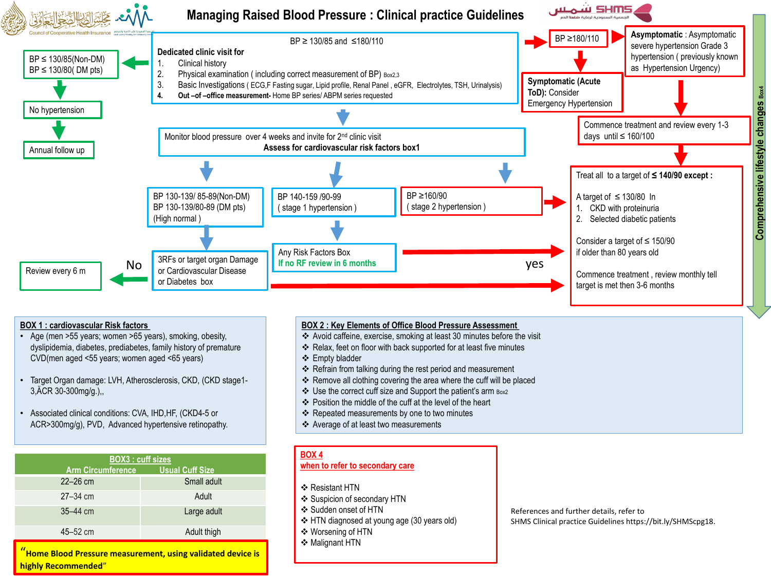# Managing Raised Blood Pressure : Clinical practice Guidelines

Council of Cooperative Health Insurance — SHMS

**BP ≥ 130/85 and ≤180/110**

**Dedicated clinic visit for**

1. Clinical history
2. Physical examination ( including correct measurement of BP) Box2,3
3. Basic Investigations ( ECG,F Fasting sugar, Lipid profile, Renal Panel , eGFR, Electrolytes, TSH, Urinalysis)
4. **Out –of –office measurement-** Home BP series/ ABPM series requested

BP ≤ 130/85(Non-DM)
BP ≤ 130/80( DM pts)
→ No hypertension → Annual follow up

Monitor blood pressure over 4 weeks and invite for 2nd clinic visit
**Assess for cardiovascular risk factors box1**

- BP 130-139/ 85-89(Non-DM), BP 130-139/80-89 (DM pts) (High normal ) → 3RFs or target organ Damage or Cardiovascular Disease or Diabetes box → No → Review every 6 m; yes → Treat
- BP 140-159 /90-99 ( stage 1 hypertension ) → Any Risk Factors Box — If no RF review in 6 months; yes → Treat
- BP ≥160/90 ( stage 2 hypertension ) → Treat

BP ≥180/110 →
- **Symptomatic (Acute ToD):** Consider Emergency Hypertension
- **Asymptomatic** : Asymptomatic severe hypertension Grade 3 hypertension ( previously known as Hypertension Urgency) → Commence treatment and review every 1-3 days until ≤ 160/100

Treat all to a target of **≤ 140/90 except :**

A target of ≤ 130/80 In
1. CKD with proteinuria
2. Selected diabetic patients

Consider a target of ≤ 150/90 if older than 80 years old

Commence treatment , review monthly tell target is met then 3-6 months

**Comprehensive lifestyle changes** Box4

## BOX 1 : cardiovascular Risk factors

- Age (men >55 years; women >65 years), smoking, obesity, dyslipidemia, diabetes, prediabetes, family history of premature CVD(men aged <55 years; women aged <65 years)
- Target Organ damage: LVH, Atherosclerosis, CKD, (CKD stage1-3,ÄCR 30-300mg/g.),,
- Associated clinical conditions: CVA, IHD,HF, (CKD4-5 or ACR>300mg/g), PVD, Advanced hypertensive retinopathy.

## BOX 2 : Key Elements of Office Blood Pressure Assessment

- Avoid caffeine, exercise, smoking at least 30 minutes before the visit
- Relax, feet on floor with back supported for at least five minutes
- Empty bladder
- Refrain from talking during the rest period and measurement
- Remove all clothing covering the area where the cuff will be placed
- Use the correct cuff size and Support the patient's arm Box2
- Position the middle of the cuff at the level of the heart
- Repeated measurements by one to two minutes
- Average of at least two measurements

## BOX3 : cuff sizes

| Arm Circumference | Usual Cuff Size |
|---|---|
| 22–26 cm | Small adult |
| 27–34 cm | Adult |
| 35–44 cm | Large adult |
| 45–52 cm | Adult thigh |

**"Home Blood Pressure measurement, using validated device is highly Recommended"**

## BOX 4 when to refer to secondary care

- Resistant HTN
- Suspicion of secondary HTN
- Sudden onset of HTN
- HTN diagnosed at young age (30 years old)
- Worsening of HTN
- Malignant HTN

References and further details, refer to SHMS Clinical practice Guidelines https://bit.ly/SHMScpg18.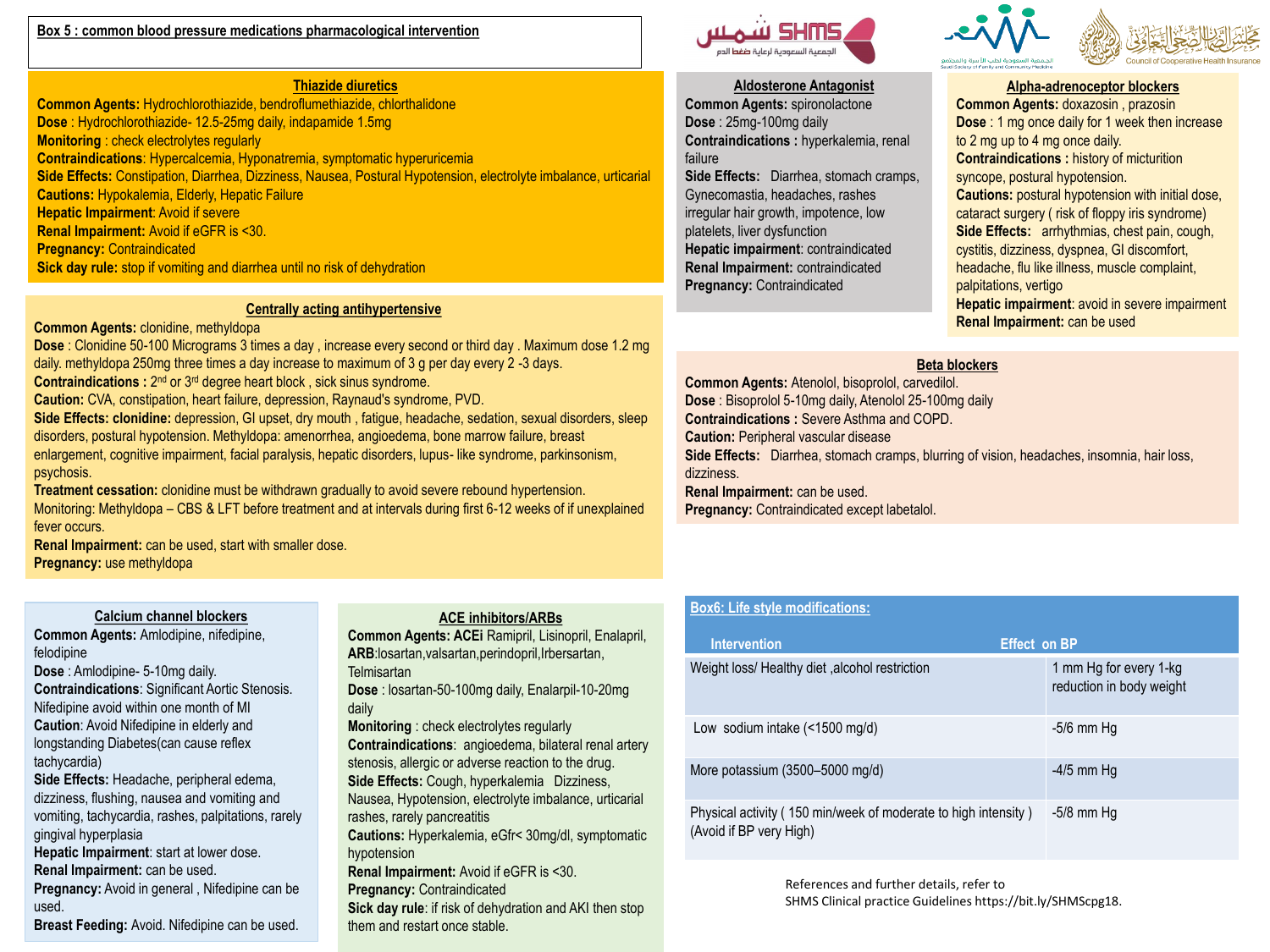**Box 5 : common blood pressure medications pharmacological intervention**

### Thiazide diuretics

**Common Agents:** Hydrochlorothiazide, bendroflumethiazide, chlorthalidone
**Dose** : Hydrochlorothiazide- 12.5-25mg daily, indapamide 1.5mg
**Monitoring** : check electrolytes regularly
**Contraindications**: Hypercalcemia, Hyponatremia, symptomatic hyperuricemia
**Side Effects:** Constipation, Diarrhea, Dizziness, Nausea, Postural Hypotension, electrolyte imbalance, urticarial
**Cautions:** Hypokalemia, Elderly, Hepatic Failure
**Hepatic Impairment**: Avoid if severe
**Renal Impairment:** Avoid if eGFR is <30.
**Pregnancy:** Contraindicated
**Sick day rule:** stop if vomiting and diarrhea until no risk of dehydration

### Centrally acting antihypertensive

**Common Agents:** clonidine, methyldopa
**Dose** : Clonidine 50-100 Micrograms 3 times a day , increase every second or third day . Maximum dose 1.2 mg daily. methyldopa 250mg three times a day increase to maximum of 3 g per day every 2 -3 days.
**Contraindications :** 2nd or 3rd degree heart block , sick sinus syndrome.
**Caution:** CVA, constipation, heart failure, depression, Raynaud's syndrome, PVD.
**Side Effects: clonidine:** depression, GI upset, dry mouth , fatigue, headache, sedation, sexual disorders, sleep disorders, postural hypotension. Methyldopa: amenorrhea, angioedema, bone marrow failure, breast enlargement, cognitive impairment, facial paralysis, hepatic disorders, lupus- like syndrome, parkinsonism, psychosis.
**Treatment cessation:** clonidine must be withdrawn gradually to avoid severe rebound hypertension.
Monitoring: Methyldopa – CBS & LFT before treatment and at intervals during first 6-12 weeks of if unexplained fever occurs.
**Renal Impairment:** can be used, start with smaller dose.
**Pregnancy:** use methyldopa

### Aldosterone Antagonist

**Common Agents:** spironolactone
**Dose** : 25mg-100mg daily
**Contraindications :** hyperkalemia, renal failure
**Side Effects:** Diarrhea, stomach cramps, Gynecomastia, headaches, rashes irregular hair growth, impotence, low platelets, liver dysfunction
**Hepatic impairment**: contraindicated
**Renal Impairment:** contraindicated
**Pregnancy:** Contraindicated

### Alpha-adrenoceptor blockers

**Common Agents:** doxazosin , prazosin
**Dose** : 1 mg once daily for 1 week then increase to 2 mg up to 4 mg once daily.
**Contraindications :** history of micturition syncope, postural hypotension.
**Cautions:** postural hypotension with initial dose, cataract surgery ( risk of floppy iris syndrome)
**Side Effects:** arrhythmias, chest pain, cough, cystitis, dizziness, dyspnea, GI discomfort, headache, flu like illness, muscle complaint, palpitations, vertigo
**Hepatic impairment**: avoid in severe impairment
**Renal Impairment:** can be used

### Beta blockers

**Common Agents:** Atenolol, bisoprolol, carvedilol.
**Dose** : Bisoprolol 5-10mg daily, Atenolol 25-100mg daily
**Contraindications :** Severe Asthma and COPD.
**Caution:** Peripheral vascular disease
**Side Effects:** Diarrhea, stomach cramps, blurring of vision, headaches, insomnia, hair loss, dizziness.
**Renal Impairment:** can be used.
**Pregnancy:** Contraindicated except labetalol.

### Calcium channel blockers

**Common Agents:** Amlodipine, nifedipine, felodipine
**Dose** : Amlodipine- 5-10mg daily.
**Contraindications**: Significant Aortic Stenosis. Nifedipine avoid within one month of MI
**Caution**: Avoid Nifedipine in elderly and longstanding Diabetes(can cause reflex tachycardia)
**Side Effects:** Headache, peripheral edema, dizziness, flushing, nausea and vomiting and vomiting, tachycardia, rashes, palpitations, rarely gingival hyperplasia
**Hepatic Impairment**: start at lower dose.
**Renal Impairment:** can be used.
**Pregnancy:** Avoid in general , Nifedipine can be used.
**Breast Feeding:** Avoid. Nifedipine can be used.

### ACE inhibitors/ARBs

**Common Agents: ACEi** Ramipril, Lisinopril, Enalapril, **ARB**:losartan,valsartan,perindopril,Irbersartan, Telmisartan
**Dose** : losartan-50-100mg daily, Enalarpil-10-20mg daily
**Monitoring** : check electrolytes regularly
**Contraindications**: angioedema, bilateral renal artery stenosis, allergic or adverse reaction to the drug.
**Side Effects:** Cough, hyperkalemia Dizziness, Nausea, Hypotension, electrolyte imbalance, urticarial rashes, rarely pancreatitis
**Cautions:** Hyperkalemia, eGfr< 30mg/dl, symptomatic hypotension
**Renal Impairment:** Avoid if eGFR is <30.
**Pregnancy:** Contraindicated
**Sick day rule**: if risk of dehydration and AKI then stop them and restart once stable.

### Box6: Life style modifications:

| Intervention | Effect on BP |
|---|---|
| Weight loss/ Healthy diet ,alcohol restriction | 1 mm Hg for every 1-kg reduction in body weight |
| Low sodium intake (<1500 mg/d) | -5/6 mm Hg |
| More potassium (3500–5000 mg/d) | -4/5 mm Hg |
| Physical activity ( 150 min/week of moderate to high intensity ) (Avoid if BP very High) | -5/8 mm Hg |

References and further details, refer to
SHMS Clinical practice Guidelines https://bit.ly/SHMScpg18.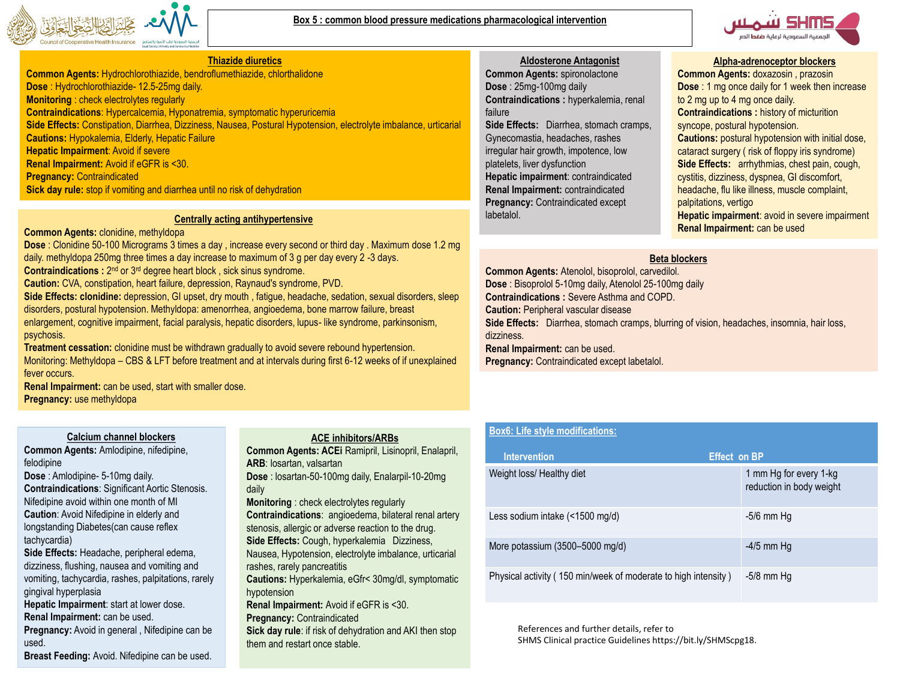## Box 5 : common blood pressure medications pharmacological intervention

### Thiazide diuretics

**Common Agents:** Hydrochlorothiazide, bendroflumethiazide, chlorthalidone
**Dose** : Hydrochlorothiazide- 12.5-25mg daily.
**Monitoring** : check electrolytes regularly
**Contraindications**: Hypercalcemia, Hyponatremia, symptomatic hyperuricemia
**Side Effects:** Constipation, Diarrhea, Dizziness, Nausea, Postural Hypotension, electrolyte imbalance, urticarial
**Cautions:** Hypokalemia, Elderly, Hepatic Failure
**Hepatic Impairment**: Avoid if severe
**Renal Impairment:** Avoid if eGFR is <30.
**Pregnancy:** Contraindicated
**Sick day rule:** stop if vomiting and diarrhea until no risk of dehydration

### Centrally acting antihypertensive

**Common Agents:** clonidine, methyldopa
**Dose** : Clonidine 50-100 Micrograms 3 times a day , increase every second or third day . Maximum dose 1.2 mg daily. methyldopa 250mg three times a day increase to maximum of 3 g per day every 2 -3 days.
**Contraindications :** 2nd or 3rd degree heart block , sick sinus syndrome.
**Caution:** CVA, constipation, heart failure, depression, Raynaud's syndrome, PVD.
**Side Effects: clonidine:** depression, GI upset, dry mouth , fatigue, headache, sedation, sexual disorders, sleep disorders, postural hypotension. Methyldopa: amenorrhea, angioedema, bone marrow failure, breast enlargement, cognitive impairment, facial paralysis, hepatic disorders, lupus- like syndrome, parkinsonism, psychosis.
**Treatment cessation:** clonidine must be withdrawn gradually to avoid severe rebound hypertension.
Monitoring: Methyldopa – CBS & LFT before treatment and at intervals during first 6-12 weeks of if unexplained fever occurs.
**Renal Impairment:** can be used, start with smaller dose.
**Pregnancy:** use methyldopa

### Aldosterone Antagonist

**Common Agents:** spironolactone
**Dose** : 25mg-100mg daily
**Contraindications :** hyperkalemia, renal failure
**Side Effects:** Diarrhea, stomach cramps, Gynecomastia, headaches, rashes irregular hair growth, impotence, low platelets, liver dysfunction
**Hepatic impairment**: contraindicated
**Renal Impairment:** contraindicated
**Pregnancy:** Contraindicated except labetalol.

### Alpha-adrenoceptor blockers

**Common Agents:** doxazosin , prazosin
**Dose** : 1 mg once daily for 1 week then increase to 2 mg up to 4 mg once daily.
**Contraindications :** history of micturition syncope, postural hypotension.
**Cautions:** postural hypotension with initial dose, cataract surgery ( risk of floppy iris syndrome)
**Side Effects:** arrhythmias, chest pain, cough, cystitis, dizziness, dyspnea, GI discomfort, headache, flu like illness, muscle complaint, palpitations, vertigo
**Hepatic impairment**: avoid in severe impairment
**Renal Impairment:** can be used

### Beta blockers

**Common Agents:** Atenolol, bisoprolol, carvedilol.
**Dose** : Bisoprolol 5-10mg daily, Atenolol 25-100mg daily
**Contraindications :** Severe Asthma and COPD.
**Caution:** Peripheral vascular disease
**Side Effects:** Diarrhea, stomach cramps, blurring of vision, headaches, insomnia, hair loss, dizziness.
**Renal Impairment:** can be used.
**Pregnancy:** Contraindicated except labetalol.

### Calcium channel blockers

**Common Agents:** Amlodipine, nifedipine, felodipine
**Dose** : Amlodipine- 5-10mg daily.
**Contraindications**: Significant Aortic Stenosis. Nifedipine avoid within one month of MI
**Caution**: Avoid Nifedipine in elderly and longstanding Diabetes(can cause reflex tachycardia)
**Side Effects:** Headache, peripheral edema, dizziness, flushing, nausea and vomiting and vomiting, tachycardia, rashes, palpitations, rarely gingival hyperplasia
**Hepatic Impairment**: start at lower dose.
**Renal Impairment:** can be used.
**Pregnancy:** Avoid in general , Nifedipine can be used.
**Breast Feeding:** Avoid. Nifedipine can be used.

### ACE inhibitors/ARBs

**Common Agents: ACEi** Ramipril, Lisinopril, Enalapril, **ARB**: losartan, valsartan
**Dose** : losartan-50-100mg daily, Enalarpil-10-20mg daily
**Monitoring** : check electrolytes regularly
**Contraindications**: angioedema, bilateral renal artery stenosis, allergic or adverse reaction to the drug.
**Side Effects:** Cough, hyperkalemia Dizziness, Nausea, Hypotension, electrolyte imbalance, urticarial rashes, rarely pancreatitis
**Cautions:** Hyperkalemia, eGfr< 30mg/dl, symptomatic hypotension
**Renal Impairment:** Avoid if eGFR is <30.
**Pregnancy:** Contraindicated
**Sick day rule**: if risk of dehydration and AKI then stop them and restart once stable.

### Box6: Life style modifications:

| Intervention | Effect on BP |
|---|---|
| Weight loss/ Healthy diet | 1 mm Hg for every 1-kg reduction in body weight |
| Less sodium intake (<1500 mg/d) | -5/6 mm Hg |
| More potassium (3500–5000 mg/d) | -4/5 mm Hg |
| Physical activity ( 150 min/week of moderate to high intensity ) | -5/8 mm Hg |

References and further details, refer to
SHMS Clinical practice Guidelines https://bit.ly/SHMScpg18.